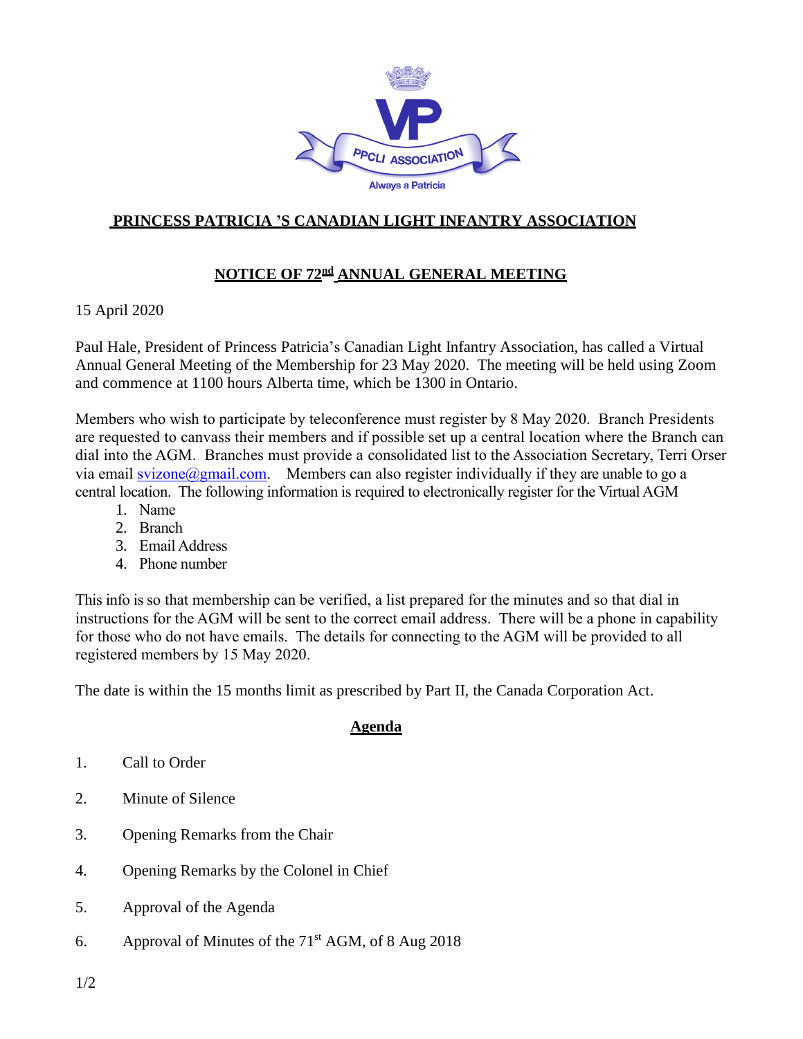PPCLI ASSOCIATION

Always a Patricia

## PRINCESS PATRICIA 'S CANADIAN LIGHT INFANTRY ASSOCIATION

## NOTICE OF 72nd ANNUAL GENERAL MEETING

15 April 2020

Paul Hale, President of Princess Patricia's Canadian Light Infantry Association, has called a Virtual Annual General Meeting of the Membership for 23 May 2020. The meeting will be held using Zoom and commence at 1100 hours Alberta time, which be 1300 in Ontario.

Members who wish to participate by teleconference must register by 8 May 2020. Branch Presidents are requested to canvass their members and if possible set up a central location where the Branch can dial into the AGM. Branches must provide a consolidated list to the Association Secretary, Terri Orser via email svizone@gmail.com. Members can also register individually if they are unable to go a central location. The following information is required to electronically register for the Virtual AGM

1. Name
2. Branch
3. Email Address
4. Phone number

This info is so that membership can be verified, a list prepared for the minutes and so that dial in instructions for the AGM will be sent to the correct email address. There will be a phone in capability for those who do not have emails. The details for connecting to the AGM will be provided to all registered members by 15 May 2020.

The date is within the 15 months limit as prescribed by Part II, the Canada Corporation Act.

### Agenda

1. Call to Order
2. Minute of Silence
3. Opening Remarks from the Chair
4. Opening Remarks by the Colonel in Chief
5. Approval of the Agenda
6. Approval of Minutes of the 71st AGM, of 8 Aug 2018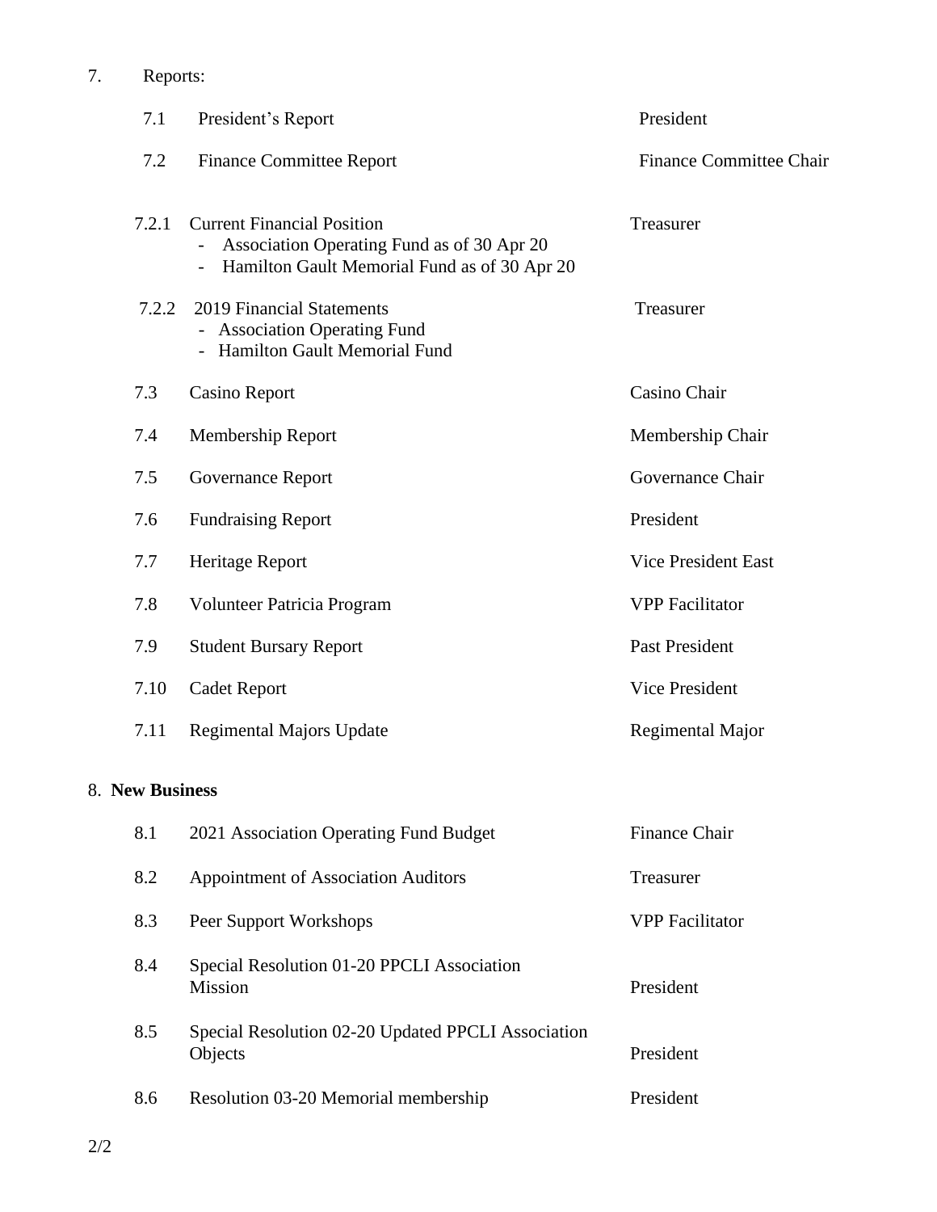7. Reports:

| | | |
|---|---|---|
| 7.1 | President's Report | President |
| 7.2 | Finance Committee Report | Finance Committee Chair |
| 7.2.1 | Current Financial Position<br>- Association Operating Fund as of 30 Apr 20<br>- Hamilton Gault Memorial Fund as of 30 Apr 20 | Treasurer |
| 7.2.2 | 2019 Financial Statements<br>- Association Operating Fund<br>- Hamilton Gault Memorial Fund | Treasurer |
| 7.3 | Casino Report | Casino Chair |
| 7.4 | Membership Report | Membership Chair |
| 7.5 | Governance Report | Governance Chair |
| 7.6 | Fundraising Report | President |
| 7.7 | Heritage Report | Vice President East |
| 7.8 | Volunteer Patricia Program | VPP Facilitator |
| 7.9 | Student Bursary Report | Past President |
| 7.10 | Cadet Report | Vice President |
| 7.11 | Regimental Majors Update | Regimental Major |

8. **New Business**

| | | |
|---|---|---|
| 8.1 | 2021 Association Operating Fund Budget | Finance Chair |
| 8.2 | Appointment of Association Auditors | Treasurer |
| 8.3 | Peer Support Workshops | VPP Facilitator |
| 8.4 | Special Resolution 01-20 PPCLI Association Mission | President |
| 8.5 | Special Resolution 02-20 Updated PPCLI Association Objects | President |
| 8.6 | Resolution 03-20 Memorial membership | President |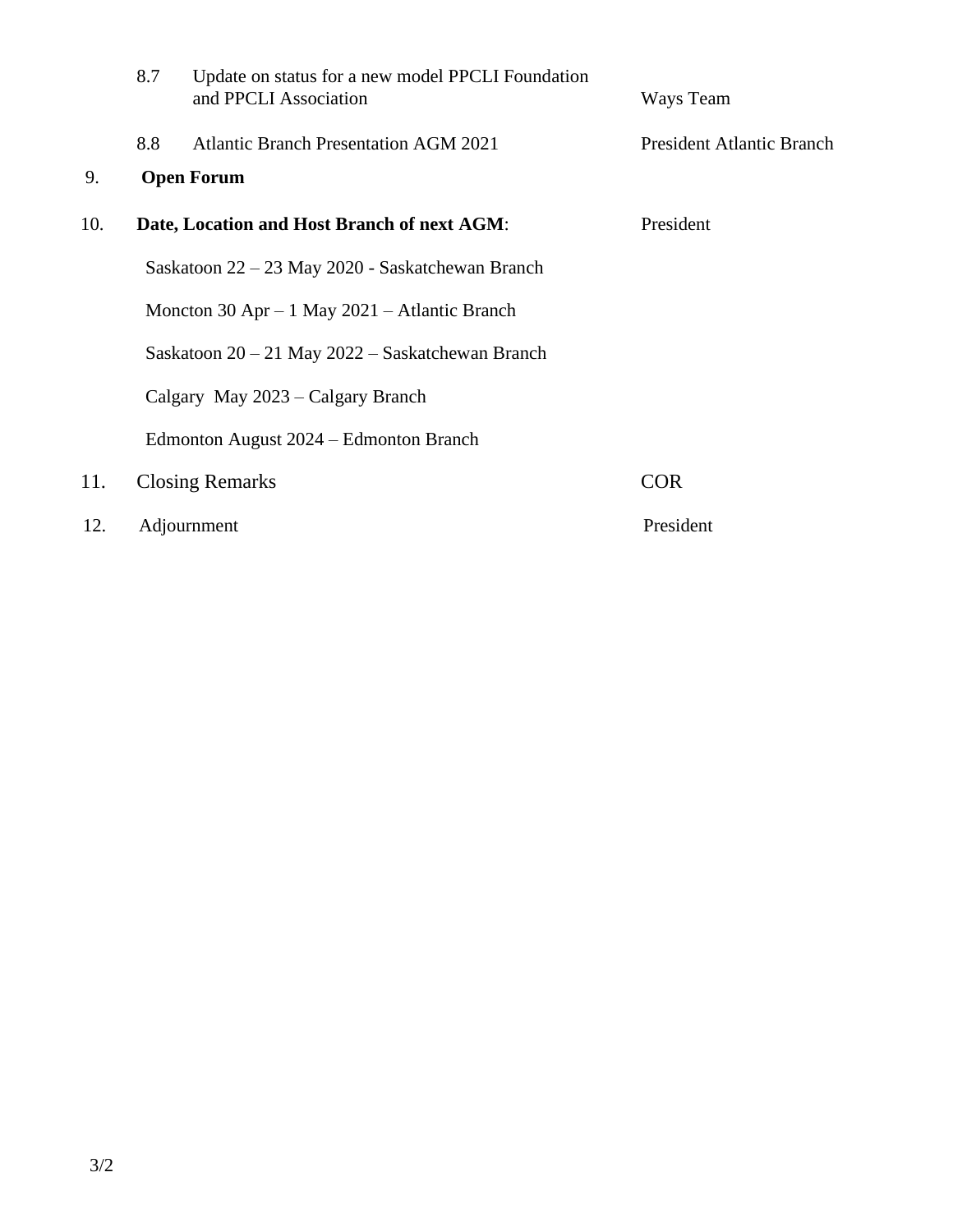| | | |
|---|---|---|
| 8.7 | Update on status for a new model PPCLI Foundation and PPCLI Association | Ways Team |
| 8.8 | Atlantic Branch Presentation AGM 2021 | President Atlantic Branch |

9. **Open Forum**

10. **Date, Location and Host Branch of next AGM**: President

    Saskatoon 22 – 23 May 2020 - Saskatchewan Branch

    Moncton 30 Apr – 1 May 2021 – Atlantic Branch

    Saskatoon 20 – 21 May 2022 – Saskatchewan Branch

    Calgary May 2023 – Calgary Branch

    Edmonton August 2024 – Edmonton Branch

11. Closing Remarks COR

12. Adjournment President

3/2